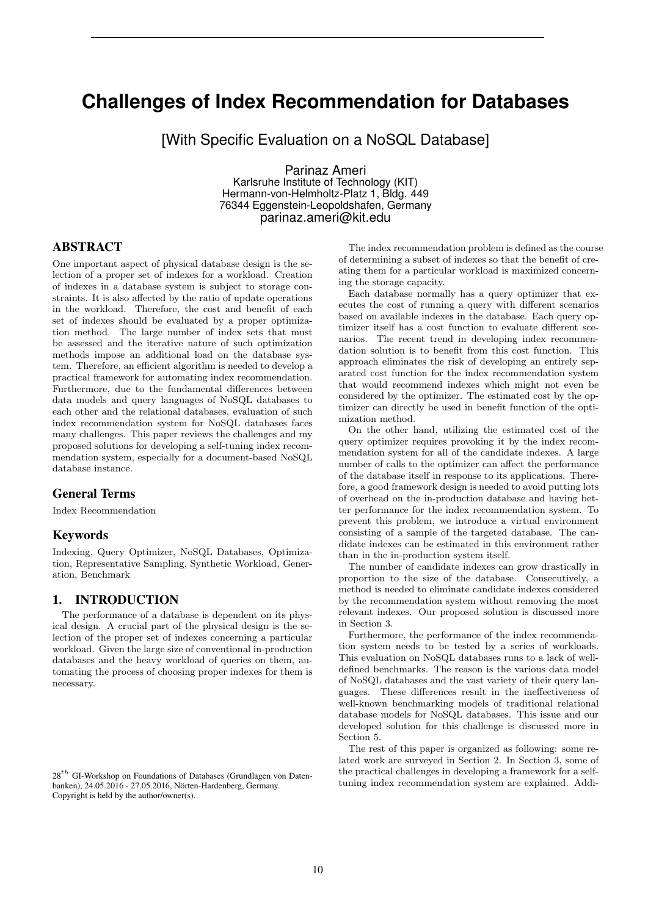# Challenges of Index Recommendation for Databases

[With Specific Evaluation on a NoSQL Database]

Parinaz Ameri
Karlsruhe Institute of Technology (KIT)
Hermann-von-Helmholtz-Platz 1, Bldg. 449
76344 Eggenstein-Leopoldshafen, Germany
parinaz.ameri@kit.edu

## ABSTRACT

One important aspect of physical database design is the selection of a proper set of indexes for a workload. Creation of indexes in a database system is subject to storage constraints. It is also affected by the ratio of update operations in the workload. Therefore, the cost and benefit of each set of indexes should be evaluated by a proper optimization method. The large number of index sets that must be assessed and the iterative nature of such optimization methods impose an additional load on the database system. Therefore, an efficient algorithm is needed to develop a practical framework for automating index recommendation. Furthermore, due to the fundamental differences between data models and query languages of NoSQL databases to each other and the relational databases, evaluation of such index recommendation system for NoSQL databases faces many challenges. This paper reviews the challenges and my proposed solutions for developing a self-tuning index recommendation system, especially for a document-based NoSQL database instance.

## General Terms

Index Recommendation

## Keywords

Indexing, Query Optimizer, NoSQL Databases, Optimization, Representative Sampling, Synthetic Workload, Generation, Benchmark

## 1. INTRODUCTION

The performance of a database is dependent on its physical design. A crucial part of the physical design is the selection of the proper set of indexes concerning a particular workload. Given the large size of conventional in-production databases and the heavy workload of queries on them, automating the process of choosing proper indexes for them is necessary.

The index recommendation problem is defined as the course of determining a subset of indexes so that the benefit of creating them for a particular workload is maximized concerning the storage capacity.

Each database normally has a query optimizer that executes the cost of running a query with different scenarios based on available indexes in the database. Each query optimizer itself has a cost function to evaluate different scenarios. The recent trend in developing index recommendation solution is to benefit from this cost function. This approach eliminates the risk of developing an entirely separated cost function for the index recommendation system that would recommend indexes which might not even be considered by the optimizer. The estimated cost by the optimizer can directly be used in benefit function of the optimization method.

On the other hand, utilizing the estimated cost of the query optimizer requires provoking it by the index recommendation system for all of the candidate indexes. A large number of calls to the optimizer can affect the performance of the database itself in response to its applications. Therefore, a good framework design is needed to avoid putting lots of overhead on the in-production database and having better performance for the index recommendation system. To prevent this problem, we introduce a virtual environment consisting of a sample of the targeted database. The candidate indexes can be estimated in this environment rather than in the in-production system itself.

The number of candidate indexes can grow drastically in proportion to the size of the database. Consecutively, a method is needed to eliminate candidate indexes considered by the recommendation system without removing the most relevant indexes. Our proposed solution is discussed more in Section 3.

Furthermore, the performance of the index recommendation system needs to be tested by a series of workloads. This evaluation on NoSQL databases runs to a lack of well-defined benchmarks. The reason is the various data model of NoSQL databases and the vast variety of their query languages. These differences result in the ineffectiveness of well-known benchmarking models of traditional relational database models for NoSQL databases. This issue and our developed solution for this challenge is discussed more in Section 5.

The rest of this paper is organized as following: some related work are surveyed in Section 2. In Section 3, some of the practical challenges in developing a framework for a self-tuning index recommendation system are explained. Addi-

$28^{th}$ GI-Workshop on Foundations of Databases (Grundlagen von Datenbanken), 24.05.2016 - 27.05.2016, Nörten-Hardenberg, Germany.
Copyright is held by the author/owner(s).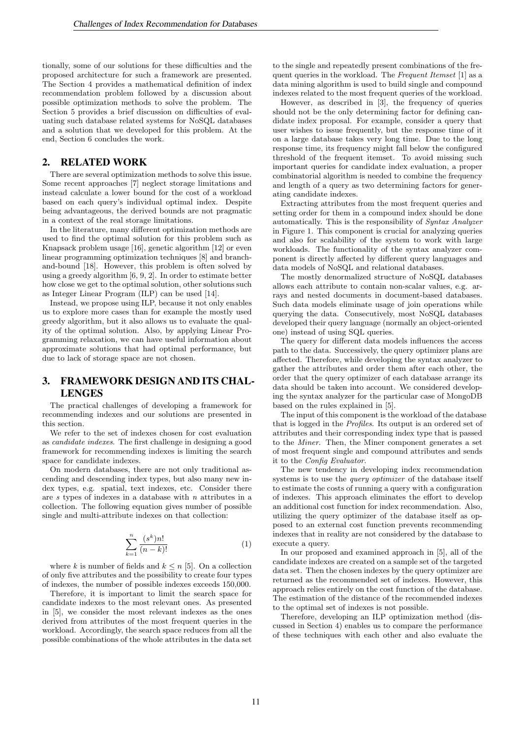tionally, some of our solutions for these difficulties and the proposed architecture for such a framework are presented. The Section 4 provides a mathematical definition of index recommendation problem followed by a discussion about possible optimization methods to solve the problem. The Section 5 provides a brief discussion on difficulties of evaluating such database related systems for NoSQL databases and a solution that we developed for this problem. At the end, Section 6 concludes the work.

## 2. RELATED WORK

There are several optimization methods to solve this issue. Some recent approaches [7] neglect storage limitations and instead calculate a lower bound for the cost of a workload based on each query's individual optimal index. Despite being advantageous, the derived bounds are not pragmatic in a context of the real storage limitations.

In the literature, many different optimization methods are used to find the optimal solution for this problem such as Knapsack problem usage [16], genetic algorithm [12] or even linear programming optimization techniques [8] and branch-and-bound [18]. However, this problem is often solved by using a greedy algorithm [6, 9, 2]. In order to estimate better how close we get to the optimal solution, other solutions such as Integer Linear Program (ILP) can be used [14].

Instead, we propose using ILP, because it not only enables us to explore more cases than for example the mostly used greedy algorithm, but it also allows us to evaluate the quality of the optimal solution. Also, by applying Linear Programming relaxation, we can have useful information about approximate solutions that had optimal performance, but due to lack of storage space are not chosen.

## 3. FRAMEWORK DESIGN AND ITS CHALLENGES

The practical challenges of developing a framework for recommending indexes and our solutions are presented in this section.

We refer to the set of indexes chosen for cost evaluation as *candidate indexes*. The first challenge in designing a good framework for recommending indexes is limiting the search space for candidate indexes.

On modern databases, there are not only traditional ascending and descending index types, but also many new index types, e.g. spatial, text indexes, etc. Consider there are $s$ types of indexes in a database with $n$ attributes in a collection. The following equation gives number of possible single and multi-attribute indexes on that collection:

$$\sum_{k=1}^{n} \frac{(s^k)n!}{(n-k)!} \tag{1}$$

where $k$ is number of fields and $k \leq n$ [5]. On a collection of only five attributes and the possibility to create four types of indexes, the number of possible indexes exceeds 150,000.

Therefore, it is important to limit the search space for candidate indexes to the most relevant ones. As presented in [5], we consider the most relevant indexes as the ones derived from attributes of the most frequent queries in the workload. Accordingly, the search space reduces from all the possible combinations of the whole attributes in the data set to the single and repeatedly present combinations of the frequent queries in the workload. The *Frequent Itemset* [1] as a data mining algorithm is used to build single and compound indexes related to the most frequent queries of the workload.

However, as described in [3], the frequency of queries should not be the only determining factor for defining candidate index proposal. For example, consider a query that user wishes to issue frequently, but the response time of it on a large database takes very long time. Due to the long response time, its frequency might fall below the configured threshold of the frequent itemset. To avoid missing such important queries for candidate index evaluation, a proper combinatorial algorithm is needed to combine the frequency and length of a query as two determining factors for generating candidate indexes.

Extracting attributes from the most frequent queries and setting order for them in a compound index should be done automatically. This is the responsibility of *Syntax Analyzer* in Figure 1. This component is crucial for analyzing queries and also for scalability of the system to work with large workloads. The functionality of the syntax analyzer component is directly affected by different query languages and data models of NoSQL and relational databases.

The mostly denormalized structure of NoSQL databases allows each attribute to contain non-scalar values, e.g. arrays and nested documents in document-based databases. Such data models eliminate usage of join operations while querying the data. Consecutively, most NoSQL databases developed their query language (normally an object-oriented one) instead of using SQL queries.

The query for different data models influences the access path to the data. Successively, the query optimizer plans are affected. Therefore, while developing the syntax analyzer to gather the attributes and order them after each other, the order that the query optimizer of each database arrange its data should be taken into account. We considered developing the syntax analyzer for the particular case of MongoDB based on the rules explained in [5].

The input of this component is the workload of the database that is logged in the *Profiles*. Its output is an ordered set of attributes and their corresponding index type that is passed to the *Miner*. Then, the Miner component generates a set of most frequent single and compound attributes and sends it to the *Config Evaluator*.

The new tendency in developing index recommendation systems is to use the *query optimizer* of the database itself to estimate the costs of running a query with a configuration of indexes. This approach eliminates the effort to develop an additional cost function for index recommendation. Also, utilizing the query optimizer of the database itself as opposed to an external cost function prevents recommending indexes that in reality are not considered by the database to execute a query.

In our proposed and examined approach in [5], all of the candidate indexes are created on a sample set of the targeted data set. Then the chosen indexes by the query optimizer are returned as the recommended set of indexes. However, this approach relies entirely on the cost function of the database. The estimation of the distance of the recommended indexes to the optimal set of indexes is not possible.

Therefore, developing an ILP optimization method (discussed in Section 4) enables us to compare the performance of these techniques with each other and also evaluate the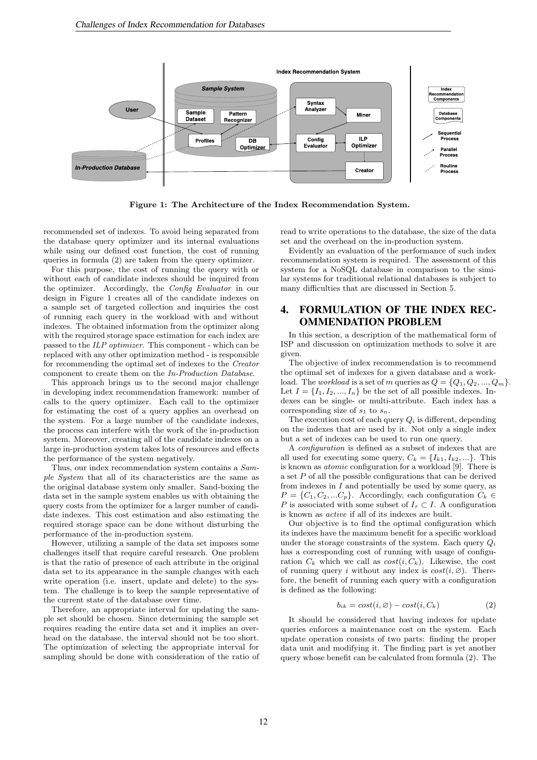**Figure 1: The Architecture of the Index Recommendation System.**

recommended set of indexes. To avoid being separated from the database query optimizer and its internal evaluations while using our defined cost function, the cost of running queries in formula (2) are taken from the query optimizer.

For this purpose, the cost of running the query with or without each of candidate indexes should be inquired from the optimizer. Accordingly, the *Config Evaluator* in our design in Figure 1 creates all of the candidate indexes on a sample set of targeted collection and inquiries the cost of running each query in the workload with and without indexes. The obtained information from the optimizer along with the required storage space estimation for each index are passed to the *ILP optimizer*. This component - which can be replaced with any other optimization method - is responsible for recommending the optimal set of indexes to the *Creator* component to create them on the *In-Production Database*.

This approach brings us to the second major challenge in developing index recommendation framework: number of calls to the query optimizer. Each call to the optimizer for estimating the cost of a query applies an overhead on the system. For a large number of the candidate indexes, the process can interfere with the work of the in-production system. Moreover, creating all of the candidate indexes on a large in-production system takes lots of resources and effects the performance of the system negatively.

Thus, our index recommendation system contains a *Sample System* that all of its characteristics are the same as the original database system only smaller. Sand-boxing the data set in the sample system enables us with obtaining the query costs from the optimizer for a larger number of candidate indexes. This cost estimation and also estimating the required storage space can be done without disturbing the performance of the in-production system.

However, utilizing a sample of the data set imposes some challenges itself that require careful research. One problem is that the ratio of presence of each attribute in the original data set to its appearance in the sample changes with each write operation (i.e. insert, update and delete) to the system. The challenge is to keep the sample representative of the current state of the database over time.

Therefore, an appropriate interval for updating the sample set should be chosen. Since determining the sample set requires reading the entire data set and it implies an overhead on the database, the interval should not be too short. The optimization of selecting the appropriate interval for sampling should be done with consideration of the ratio of read to write operations to the database, the size of the data set and the overhead on the in-production system.

Evidently an evaluation of the performance of such index recommendation system is required. The assessment of this system for a NoSQL database in comparison to the similar systems for traditional relational databases is subject to many difficulties that are discussed in Section 5.

## 4. FORMULATION OF THE INDEX RECOMMENDATION PROBLEM

In this section, a description of the mathematical form of ISP and discussion on optimization methods to solve it are given.

The objective of index recommendation is to recommend the optimal set of indexes for a given database and a workload. The *workload* is a set of $m$ queries as $Q = \{Q_1, Q_2, ..., Q_m\}$. Let $I = \{I_1, I_2, ..., I_n\}$ be the set of all possible indexes. Indexes can be single- or multi-attribute. Each index has a corresponding size of $s_1$ to $s_n$.

The execution cost of each query $Q_i$ is different, depending on the indexes that are used by it. Not only a single index but a set of indexes can be used to run one query.

A *configuration* is defined as a subset of indexes that are all used for executing some query, $C_k = \{I_{k1}, I_{k2}, ...\}$. This is known as *atomic* configuration for a workload [9]. There is a set $P$ of all the possible configurations that can be derived from indexes in $I$ and potentially be used by some query, as $P = \{C_1, C_2, ...C_p\}$. Accordingly, each configuration $C_k \in P$ is associated with some subset of $I_\tau \subset I$. A configuration is known as *active* if all of its indexes are built.

Our objective is to find the optimal configuration which its indexes have the maximum benefit for a specific workload under the storage constraints of the system. Each query $Q_i$ has a corresponding cost of running with usage of configuration $C_k$ which we call as $cost(i, C_k)$. Likewise, the cost of running query $i$ without any index is $cost(i, \varnothing)$. Therefore, the benefit of running each query with a configuration is defined as the following:

$$b_{ik} = cost(i, \varnothing) - cost(i, C_k) \tag{2}$$

It should be considered that having indexes for update queries enforces a maintenance cost on the system. Each update operation consists of two parts: finding the proper data unit and modifying it. The finding part is yet another query whose benefit can be calculated from formula (2). The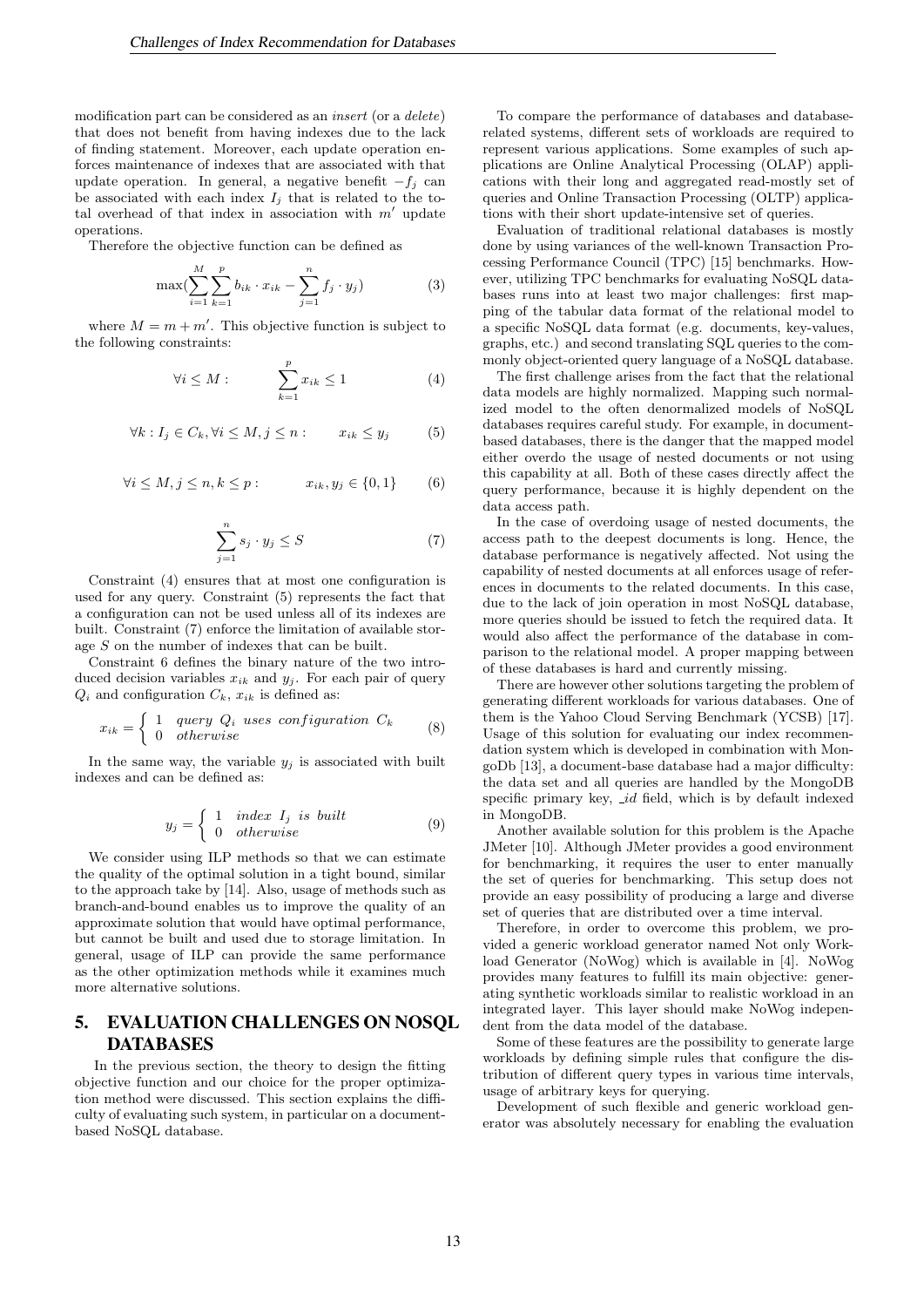modification part can be considered as an *insert* (or a *delete*) that does not benefit from having indexes due to the lack of finding statement. Moreover, each update operation enforces maintenance of indexes that are associated with that update operation. In general, a negative benefit $-f_j$ can be associated with each index $I_j$ that is related to the total overhead of that index in association with $m'$ update operations.

Therefore the objective function can be defined as

$$\max\left(\sum_{i=1}^{M}\sum_{k=1}^{p} b_{ik} \cdot x_{ik} - \sum_{j=1}^{n} f_j \cdot y_j\right) \tag{3}$$

where $M = m + m'$. This objective function is subject to the following constraints:

$$\forall i \leq M : \qquad \sum_{k=1}^{p} x_{ik} \leq 1 \tag{4}$$

$$\forall k : I_j \in C_k, \forall i \leq M, j \leq n : \qquad x_{ik} \leq y_j \tag{5}$$

$$\forall i \leq M, j \leq n, k \leq p : \qquad x_{ik}, y_j \in \{0, 1\} \tag{6}$$

$$\sum_{j=1}^{n} s_j \cdot y_j \leq S \tag{7}$$

Constraint (4) ensures that at most one configuration is used for any query. Constraint (5) represents the fact that a configuration can not be used unless all of its indexes are built. Constraint (7) enforce the limitation of available storage $S$ on the number of indexes that can be built.

Constraint 6 defines the binary nature of the two introduced decision variables $x_{ik}$ and $y_j$. For each pair of query $Q_i$ and configuration $C_k$, $x_{ik}$ is defined as:

$$x_{ik} = \begin{cases} 1 & query\ Q_i\ uses\ configuration\ C_k \\ 0 & otherwise \end{cases} \tag{8}$$

In the same way, the variable $y_j$ is associated with built indexes and can be defined as:

$$y_j = \begin{cases} 1 & index\ I_j\ is\ built \\ 0 & otherwise \end{cases} \tag{9}$$

We consider using ILP methods so that we can estimate the quality of the optimal solution in a tight bound, similar to the approach take by [14]. Also, usage of methods such as branch-and-bound enables us to improve the quality of an approximate solution that would have optimal performance, but cannot be built and used due to storage limitation. In general, usage of ILP can provide the same performance as the other optimization methods while it examines much more alternative solutions.

## 5. EVALUATION CHALLENGES ON NOSQL DATABASES

In the previous section, the theory to design the fitting objective function and our choice for the proper optimization method were discussed. This section explains the difficulty of evaluating such system, in particular on a document-based NoSQL database.

To compare the performance of databases and database-related systems, different sets of workloads are required to represent various applications. Some examples of such applications are Online Analytical Processing (OLAP) applications with their long and aggregated read-mostly set of queries and Online Transaction Processing (OLTP) applications with their short update-intensive set of queries.

Evaluation of traditional relational databases is mostly done by using variances of the well-known Transaction Processing Performance Council (TPC) [15] benchmarks. However, utilizing TPC benchmarks for evaluating NoSQL databases runs into at least two major challenges: first mapping of the tabular data format of the relational model to a specific NoSQL data format (e.g. documents, key-values, graphs, etc.) and second translating SQL queries to the commonly object-oriented query language of a NoSQL database.

The first challenge arises from the fact that the relational data models are highly normalized. Mapping such normalized model to the often denormalized models of NoSQL databases requires careful study. For example, in document-based databases, there is the danger that the mapped model either overdo the usage of nested documents or not using this capability at all. Both of these cases directly affect the query performance, because it is highly dependent on the data access path.

In the case of overdoing usage of nested documents, the access path to the deepest documents is long. Hence, the database performance is negatively affected. Not using the capability of nested documents at all enforces usage of references in documents to the related documents. In this case, due to the lack of join operation in most NoSQL database, more queries should be issued to fetch the required data. It would also affect the performance of the database in comparison to the relational model. A proper mapping between of these databases is hard and currently missing.

There are however other solutions targeting the problem of generating different workloads for various databases. One of them is the Yahoo Cloud Serving Benchmark (YCSB) [17]. Usage of this solution for evaluating our index recommendation system which is developed in combination with MongoDb [13], a document-base database had a major difficulty: the data set and all queries are handled by the MongoDB specific primary key, _id field, which is by default indexed in MongoDB.

Another available solution for this problem is the Apache JMeter [10]. Although JMeter provides a good environment for benchmarking, it requires the user to enter manually the set of queries for benchmarking. This setup does not provide an easy possibility of producing a large and diverse set of queries that are distributed over a time interval.

Therefore, in order to overcome this problem, we provided a generic workload generator named Not only Workload Generator (NoWog) which is available in [4]. NoWog provides many features to fulfill its main objective: generating synthetic workloads similar to realistic workload in an integrated layer. This layer should make NoWog independent from the data model of the database.

Some of these features are the possibility to generate large workloads by defining simple rules that configure the distribution of different query types in various time intervals, usage of arbitrary keys for querying.

Development of such flexible and generic workload generator was absolutely necessary for enabling the evaluation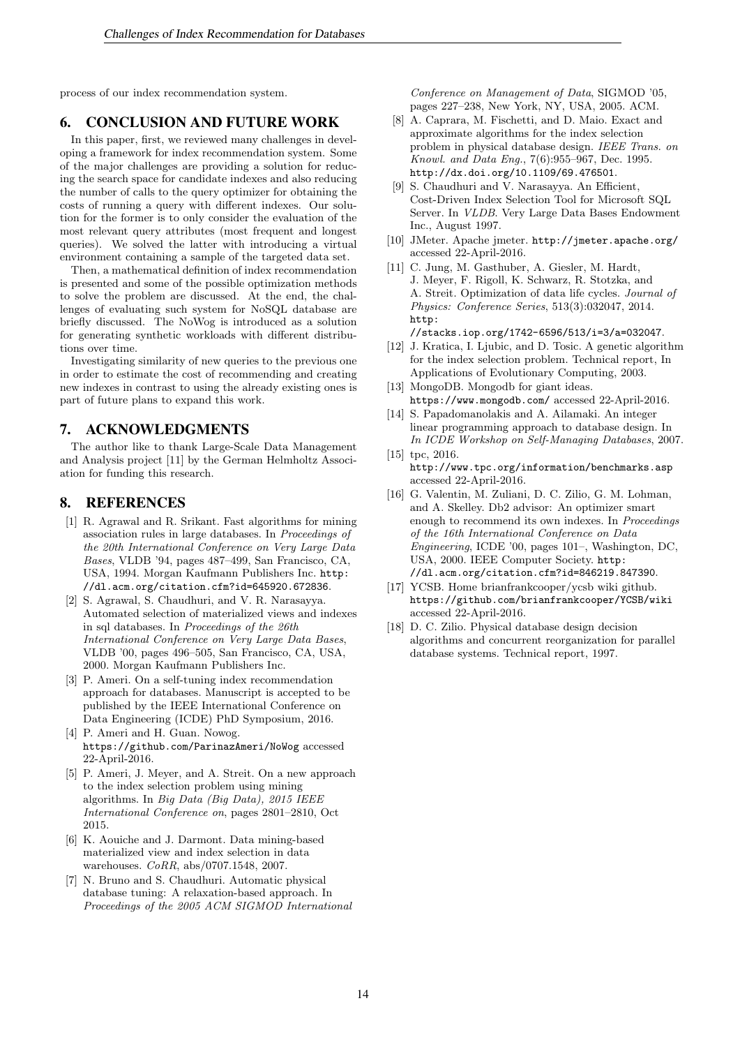process of our index recommendation system.

## 6. CONCLUSION AND FUTURE WORK

In this paper, first, we reviewed many challenges in developing a framework for index recommendation system. Some of the major challenges are providing a solution for reducing the search space for candidate indexes and also reducing the number of calls to the query optimizer for obtaining the costs of running a query with different indexes. Our solution for the former is to only consider the evaluation of the most relevant query attributes (most frequent and longest queries). We solved the latter with introducing a virtual environment containing a sample of the targeted data set.

Then, a mathematical definition of index recommendation is presented and some of the possible optimization methods to solve the problem are discussed. At the end, the challenges of evaluating such system for NoSQL database are briefly discussed. The NoWog is introduced as a solution for generating synthetic workloads with different distributions over time.

Investigating similarity of new queries to the previous one in order to estimate the cost of recommending and creating new indexes in contrast to using the already existing ones is part of future plans to expand this work.

## 7. ACKNOWLEDGMENTS

The author like to thank Large-Scale Data Management and Analysis project [11] by the German Helmholtz Association for funding this research.

## 8. REFERENCES

[1] R. Agrawal and R. Srikant. Fast algorithms for mining association rules in large databases. In *Proceedings of the 20th International Conference on Very Large Data Bases*, VLDB '94, pages 487–499, San Francisco, CA, USA, 1994. Morgan Kaufmann Publishers Inc. http://dl.acm.org/citation.cfm?id=645920.672836.

[2] S. Agrawal, S. Chaudhuri, and V. R. Narasayya. Automated selection of materialized views and indexes in sql databases. In *Proceedings of the 26th International Conference on Very Large Data Bases*, VLDB '00, pages 496–505, San Francisco, CA, USA, 2000. Morgan Kaufmann Publishers Inc.

[3] P. Ameri. On a self-tuning index recommendation approach for databases. Manuscript is accepted to be published by the IEEE International Conference on Data Engineering (ICDE) PhD Symposium, 2016.

[4] P. Ameri and H. Guan. Nowog. https://github.com/ParinazAmeri/NoWog accessed 22-April-2016.

[5] P. Ameri, J. Meyer, and A. Streit. On a new approach to the index selection problem using mining algorithms. In *Big Data (Big Data), 2015 IEEE International Conference on*, pages 2801–2810, Oct 2015.

[6] K. Aouiche and J. Darmont. Data mining-based materialized view and index selection in data warehouses. *CoRR*, abs/0707.1548, 2007.

[7] N. Bruno and S. Chaudhuri. Automatic physical database tuning: A relaxation-based approach. In *Proceedings of the 2005 ACM SIGMOD International Conference on Management of Data*, SIGMOD '05, pages 227–238, New York, NY, USA, 2005. ACM.

[8] A. Caprara, M. Fischetti, and D. Maio. Exact and approximate algorithms for the index selection problem in physical database design. *IEEE Trans. on Knowl. and Data Eng.*, 7(6):955–967, Dec. 1995. http://dx.doi.org/10.1109/69.476501.

[9] S. Chaudhuri and V. Narasayya. An Efficient, Cost-Driven Index Selection Tool for Microsoft SQL Server. In *VLDB*. Very Large Data Bases Endowment Inc., August 1997.

[10] JMeter. Apache jmeter. http://jmeter.apache.org/ accessed 22-April-2016.

[11] C. Jung, M. Gasthuber, A. Giesler, M. Hardt, J. Meyer, F. Rigoll, K. Schwarz, R. Stotzka, and A. Streit. Optimization of data life cycles. *Journal of Physics: Conference Series*, 513(3):032047, 2014. http://stacks.iop.org/1742-6596/513/i=3/a=032047.

[12] J. Kratica, I. Ljubic, and D. Tosic. A genetic algorithm for the index selection problem. Technical report, In Applications of Evolutionary Computing, 2003.

[13] MongoDB. Mongodb for giant ideas. https://www.mongodb.com/ accessed 22-April-2016.

[14] S. Papadomanolakis and A. Ailamaki. An integer linear programming approach to database design. In *In ICDE Workshop on Self-Managing Databases*, 2007.

[15] tpc, 2016. http://www.tpc.org/information/benchmarks.asp accessed 22-April-2016.

[16] G. Valentin, M. Zuliani, D. C. Zilio, G. M. Lohman, and A. Skelley. Db2 advisor: An optimizer smart enough to recommend its own indexes. In *Proceedings of the 16th International Conference on Data Engineering*, ICDE '00, pages 101–, Washington, DC, USA, 2000. IEEE Computer Society. http://dl.acm.org/citation.cfm?id=846219.847390.

[17] YCSB. Home brianfrankcooper/ycsb wiki github. https://github.com/brianfrankcooper/YCSB/wiki accessed 22-April-2016.

[18] D. C. Zilio. Physical database design decision algorithms and concurrent reorganization for parallel database systems. Technical report, 1997.